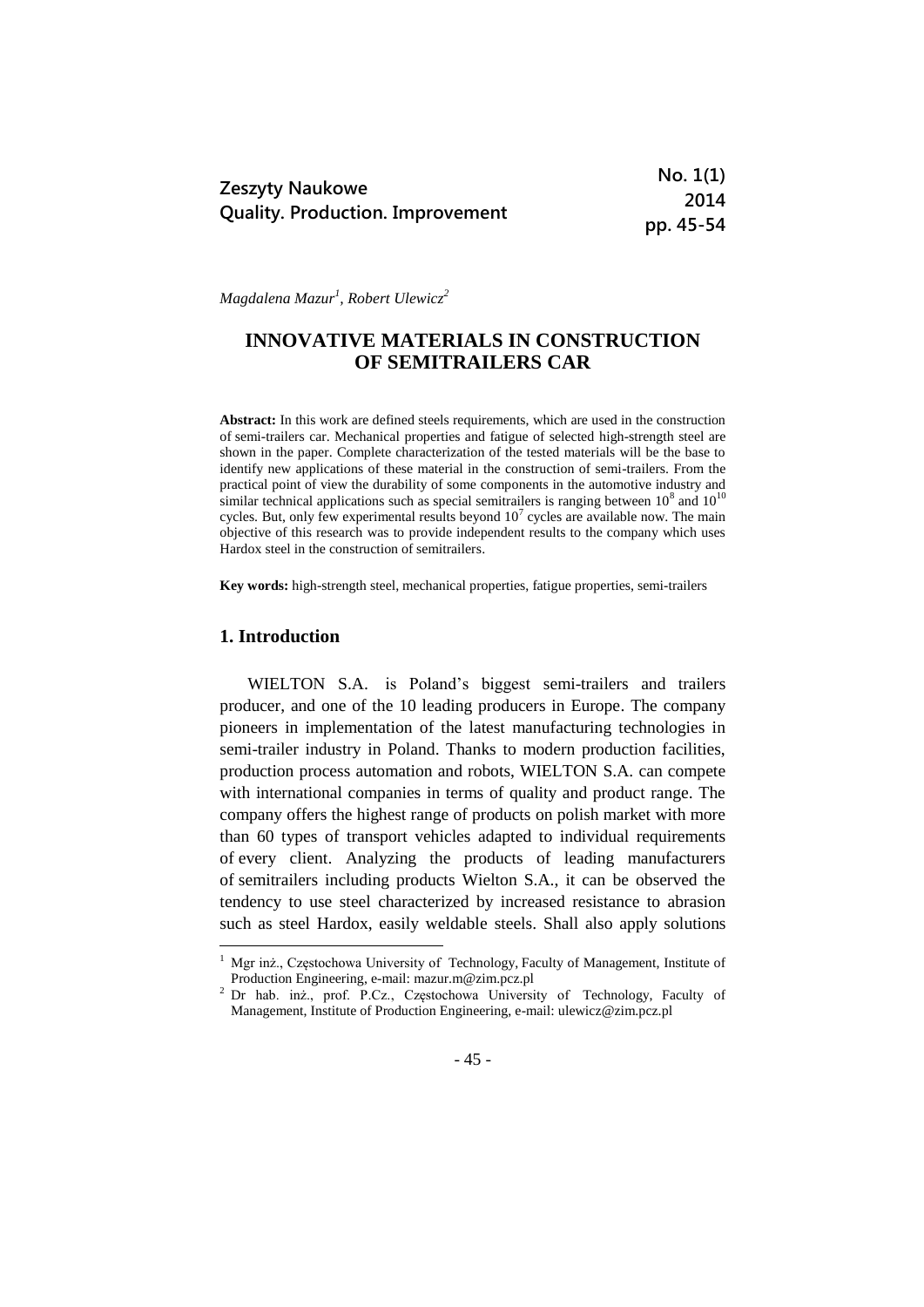*Magdalena Mazur[1], Robert Ulewicz[2]*

# INNOVATIVE MATERIALS IN CONSTRUCTION OF SEMITRAILERS CAR

**Abstract:** In this work are defined steels requirements, which are used in the construction of semi-trailers car. Mechanical properties and fatigue of selected high-strength steel are shown in the paper. Complete characterization of the tested materials will be the base to identify new applications of these material in the construction of semi-trailers. From the practical point of view the durability of some components in the automotive industry and similar technical applications such as special semitrailers is ranging between $10^8$ and $10^{10}$ cycles. But, only few experimental results beyond $10^7$ cycles are available now. The main objective of this research was to provide independent results to the company which uses Hardox steel in the construction of semitrailers.

**Key words:** high-strength steel, mechanical properties, fatigue properties, semi-trailers

## 1. Introduction

WIELTON S.A. is Poland's biggest semi-trailers and trailers producer, and one of the 10 leading producers in Europe. The company pioneers in implementation of the latest manufacturing technologies in semi-trailer industry in Poland. Thanks to modern production facilities, production process automation and robots, WIELTON S.A. can compete with international companies in terms of quality and product range. The company offers the highest range of products on polish market with more than 60 types of transport vehicles adapted to individual requirements of every client. Analyzing the products of leading manufacturers of semitrailers including products Wielton S.A., it can be observed the tendency to use steel characterized by increased resistance to abrasion such as steel Hardox, easily weldable steels. Shall also apply solutions

---

[1] Mgr inż., Częstochowa University of Technology, Faculty of Management, Institute of Production Engineering, e-mail: mazur.m@zim.pcz.pl

[2] Dr hab. inż., prof. P.Cz., Częstochowa University of Technology, Faculty of Management, Institute of Production Engineering, e-mail: ulewicz@zim.pcz.pl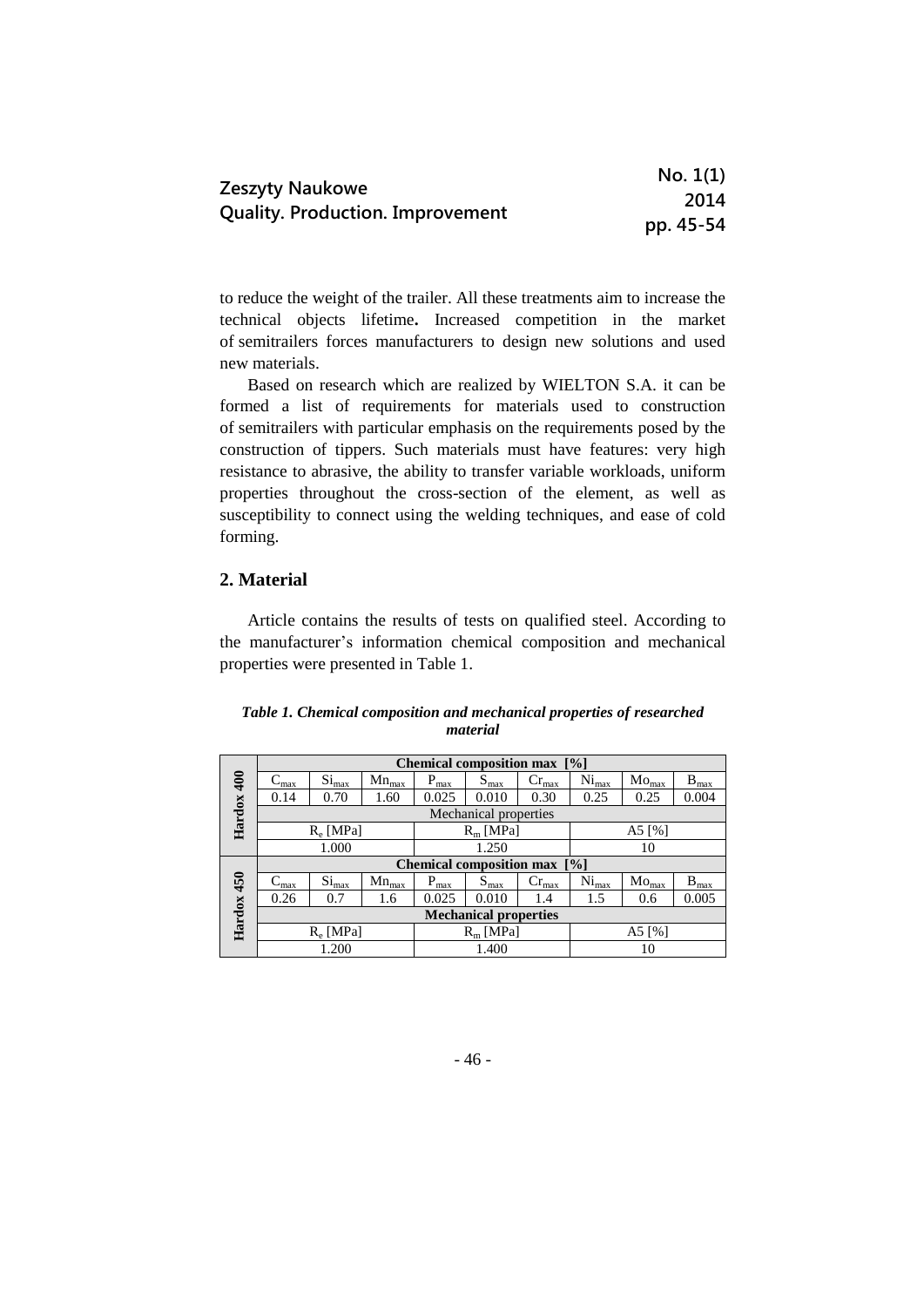to reduce the weight of the trailer. All these treatments aim to increase the technical objects lifetime**.** Increased competition in the market of semitrailers forces manufacturers to design new solutions and used new materials.

Based on research which are realized by WIELTON S.A. it can be formed a list of requirements for materials used to construction of semitrailers with particular emphasis on the requirements posed by the construction of tippers. Such materials must have features: very high resistance to abrasive, the ability to transfer variable workloads, uniform properties throughout the cross-section of the element, as well as susceptibility to connect using the welding techniques, and ease of cold forming.

## 2. Material

Article contains the results of tests on qualified steel. According to the manufacturer's information chemical composition and mechanical properties were presented in Table 1.

***Table 1. Chemical composition and mechanical properties of researched material***

| | **Chemical composition max [%]** | | | | | | | | |
|---|---|---|---|---|---|---|---|---|---|
| **Hardox 400** | $C_{max}$ | $Si_{max}$ | $Mn_{max}$ | $P_{max}$ | $S_{max}$ | $Cr_{max}$ | $Ni_{max}$ | $Mo_{max}$ | $B_{max}$ |
| | 0.14 | 0.70 | 1.60 | 0.025 | 0.010 | 0.30 | 0.25 | 0.25 | 0.004 |
| | Mechanical properties | | | | | | | | |
| | $R_e$ [MPa] | | | $R_m$ [MPa] | | | A5 [%] | | |
| | 1.000 | | | 1.250 | | | 10 | | |
| | **Chemical composition max [%]** | | | | | | | | |
| **Hardox 450** | $C_{max}$ | $Si_{max}$ | $Mn_{max}$ | $P_{max}$ | $S_{max}$ | $Cr_{max}$ | $Ni_{max}$ | $Mo_{max}$ | $B_{max}$ |
| | 0.26 | 0.7 | 1.6 | 0.025 | 0.010 | 1.4 | 1.5 | 0.6 | 0.005 |
| | **Mechanical properties** | | | | | | | | |
| | $R_e$ [MPa] | | | $R_m$ [MPa] | | | A5 [%] | | |
| | 1.200 | | | 1.400 | | | 10 | | |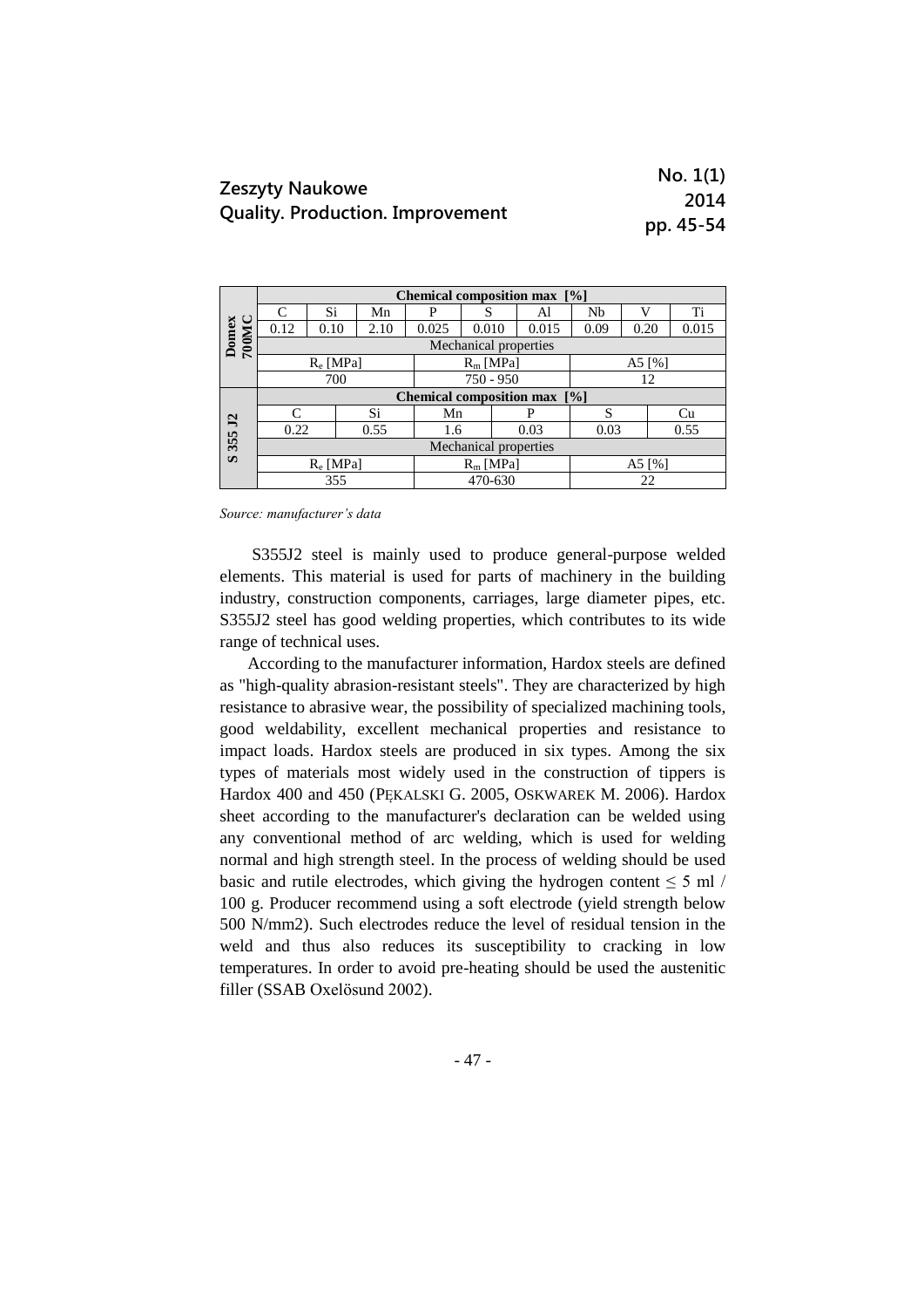| | Chemical composition max [%] | | | | | | | | |
|---|---|---|---|---|---|---|---|---|---|
| **Domex 700MC** | C | Si | Mn | P | S | Al | Nb | V | Ti |
| | 0.12 | 0.10 | 2.10 | 0.025 | 0.010 | 0.015 | 0.09 | 0.20 | 0.015 |
| | Mechanical properties | | | | | | | | |
| | $R_e$ [MPa] | | | $R_m$ [MPa] | | | A5 [%] | | |
| | 700 | | | 750 - 950 | | | 12 | | |
| **S 355 J2** | Chemical composition max [%] | | | | | | | | |
| | C | Si | | Mn | P | | S | Cu | |
| | 0.22 | 0.55 | | 1.6 | 0.03 | | 0.03 | 0.55 | |
| | Mechanical properties | | | | | | | | |
| | $R_e$ [MPa] | | | $R_m$ [MPa] | | | A5 [%] | | |
| | 355 | | | 470-630 | | | 22 | | |

*Source: manufacturer's data*

S355J2 steel is mainly used to produce general-purpose welded elements. This material is used for parts of machinery in the building industry, construction components, carriages, large diameter pipes, etc. S355J2 steel has good welding properties, which contributes to its wide range of technical uses.

According to the manufacturer information, Hardox steels are defined as "high-quality abrasion-resistant steels". They are characterized by high resistance to abrasive wear, the possibility of specialized machining tools, good weldability, excellent mechanical properties and resistance to impact loads. Hardox steels are produced in six types. Among the six types of materials most widely used in the construction of tippers is Hardox 400 and 450 (PĘKALSKI G. 2005, OSKWAREK M. 2006). Hardox sheet according to the manufacturer's declaration can be welded using any conventional method of arc welding, which is used for welding normal and high strength steel. In the process of welding should be used basic and rutile electrodes, which giving the hydrogen content $\leq 5$ ml / 100 g. Producer recommend using a soft electrode (yield strength below 500 N/mm2). Such electrodes reduce the level of residual tension in the weld and thus also reduces its susceptibility to cracking in low temperatures. In order to avoid pre-heating should be used the austenitic filler (SSAB Oxelösund 2002).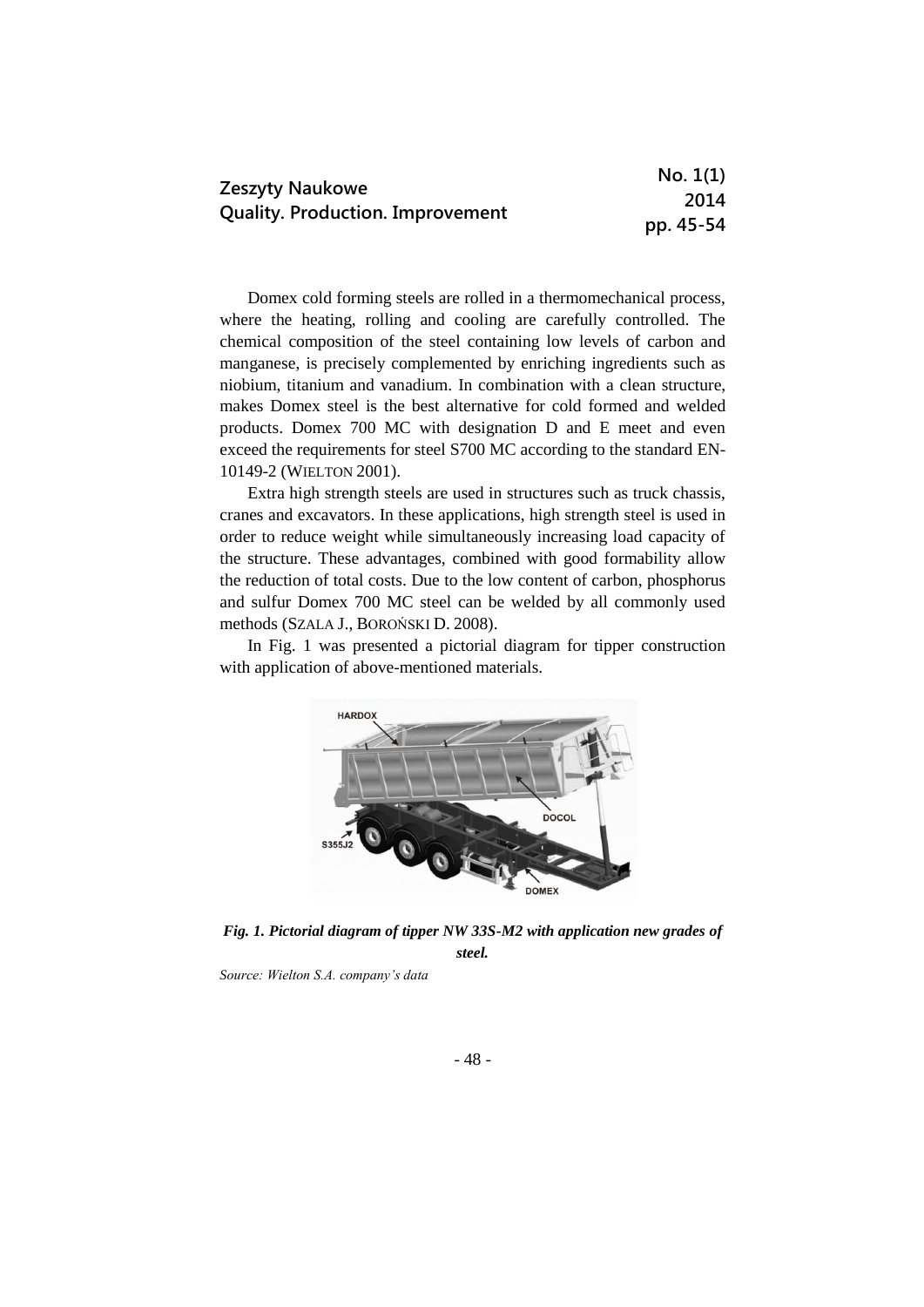Domex cold forming steels are rolled in a thermomechanical process, where the heating, rolling and cooling are carefully controlled. The chemical composition of the steel containing low levels of carbon and manganese, is precisely complemented by enriching ingredients such as niobium, titanium and vanadium. In combination with a clean structure, makes Domex steel is the best alternative for cold formed and welded products. Domex 700 MC with designation D and E meet and even exceed the requirements for steel S700 MC according to the standard EN-10149-2 (WIELTON 2001).

Extra high strength steels are used in structures such as truck chassis, cranes and excavators. In these applications, high strength steel is used in order to reduce weight while simultaneously increasing load capacity of the structure. These advantages, combined with good formability allow the reduction of total costs. Due to the low content of carbon, phosphorus and sulfur Domex 700 MC steel can be welded by all commonly used methods (SZALA J., BOROŃSKI D. 2008).

In Fig. 1 was presented a pictorial diagram for tipper construction with application of above-mentioned materials.

***Fig. 1. Pictorial diagram of tipper NW 33S-M2 with application new grades of steel.***

*Source: Wielton S.A. company's data*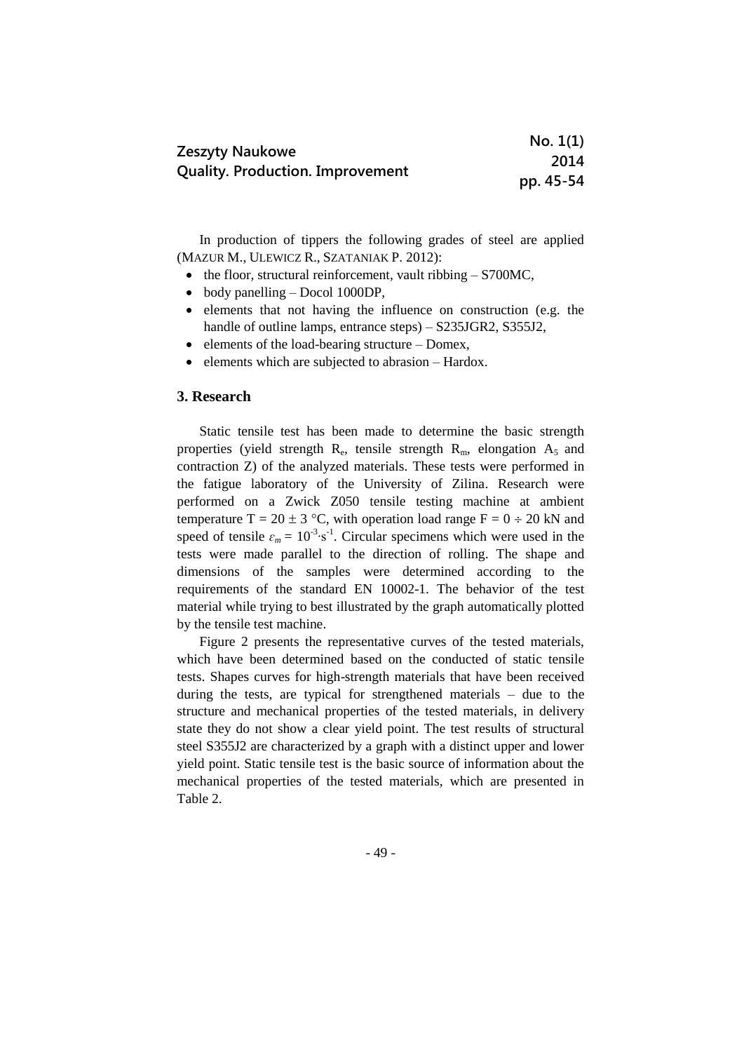In production of tippers the following grades of steel are applied (MAZUR M., ULEWICZ R., SZATANIAK P. 2012):

- the floor, structural reinforcement, vault ribbing – S700MC,
- body panelling – Docol 1000DP,
- elements that not having the influence on construction (e.g. the handle of outline lamps, entrance steps) – S235JGR2, S355J2,
- elements of the load-bearing structure – Domex,
- elements which are subjected to abrasion – Hardox.

## 3. Research

Static tensile test has been made to determine the basic strength properties (yield strength $R_e$, tensile strength $R_m$, elongation $A_5$ and contraction Z) of the analyzed materials. These tests were performed in the fatigue laboratory of the University of Zilina. Research were performed on a Zwick Z050 tensile testing machine at ambient temperature $T = 20 \pm 3$ °C, with operation load range $F = 0 \div 20$ kN and speed of tensile $\varepsilon_m = 10^{-3} \cdot s^{-1}$. Circular specimens which were used in the tests were made parallel to the direction of rolling. The shape and dimensions of the samples were determined according to the requirements of the standard EN 10002-1. The behavior of the test material while trying to best illustrated by the graph automatically plotted by the tensile test machine.

Figure 2 presents the representative curves of the tested materials, which have been determined based on the conducted of static tensile tests. Shapes curves for high-strength materials that have been received during the tests, are typical for strengthened materials – due to the structure and mechanical properties of the tested materials, in delivery state they do not show a clear yield point. The test results of structural steel S355J2 are characterized by a graph with a distinct upper and lower yield point. Static tensile test is the basic source of information about the mechanical properties of the tested materials, which are presented in Table 2.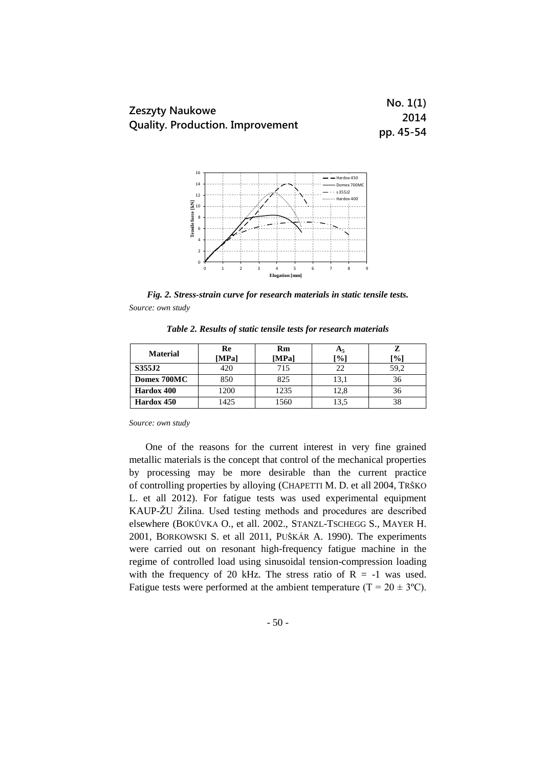*Fig. 2. Stress-strain curve for research materials in static tensile tests.*

*Source: own study*

*Table 2. Results of static tensile tests for research materials*

| Material | Re [MPa] | Rm [MPa] | $A_5$ [%] | Z [%] |
|---|---|---|---|---|
| **S355J2** | 420 | 715 | 22 | 59,2 |
| **Domex 700MC** | 850 | 825 | 13,1 | 36 |
| **Hardox 400** | 1200 | 1235 | 12,8 | 36 |
| **Hardox 450** | 1425 | 1560 | 13,5 | 38 |

*Source: own study*

One of the reasons for the current interest in very fine grained metallic materials is the concept that control of the mechanical properties by processing may be more desirable than the current practice of controlling properties by alloying (CHAPETTI M. D. et all 2004, TRŠKO L. et all 2012). For fatigue tests was used experimental equipment KAUP-ŽU Žilina. Used testing methods and procedures are described elsewhere (BOKŮVKA O., et all. 2002., STANZL-TSCHEGG S., MAYER H. 2001, BORKOWSKI S. et all 2011, PUŠKÁR A. 1990). The experiments were carried out on resonant high-frequency fatigue machine in the regime of controlled load using sinusoidal tension-compression loading with the frequency of 20 kHz. The stress ratio of $R = -1$ was used. Fatigue tests were performed at the ambient temperature ($T = 20 \pm 3$ºC).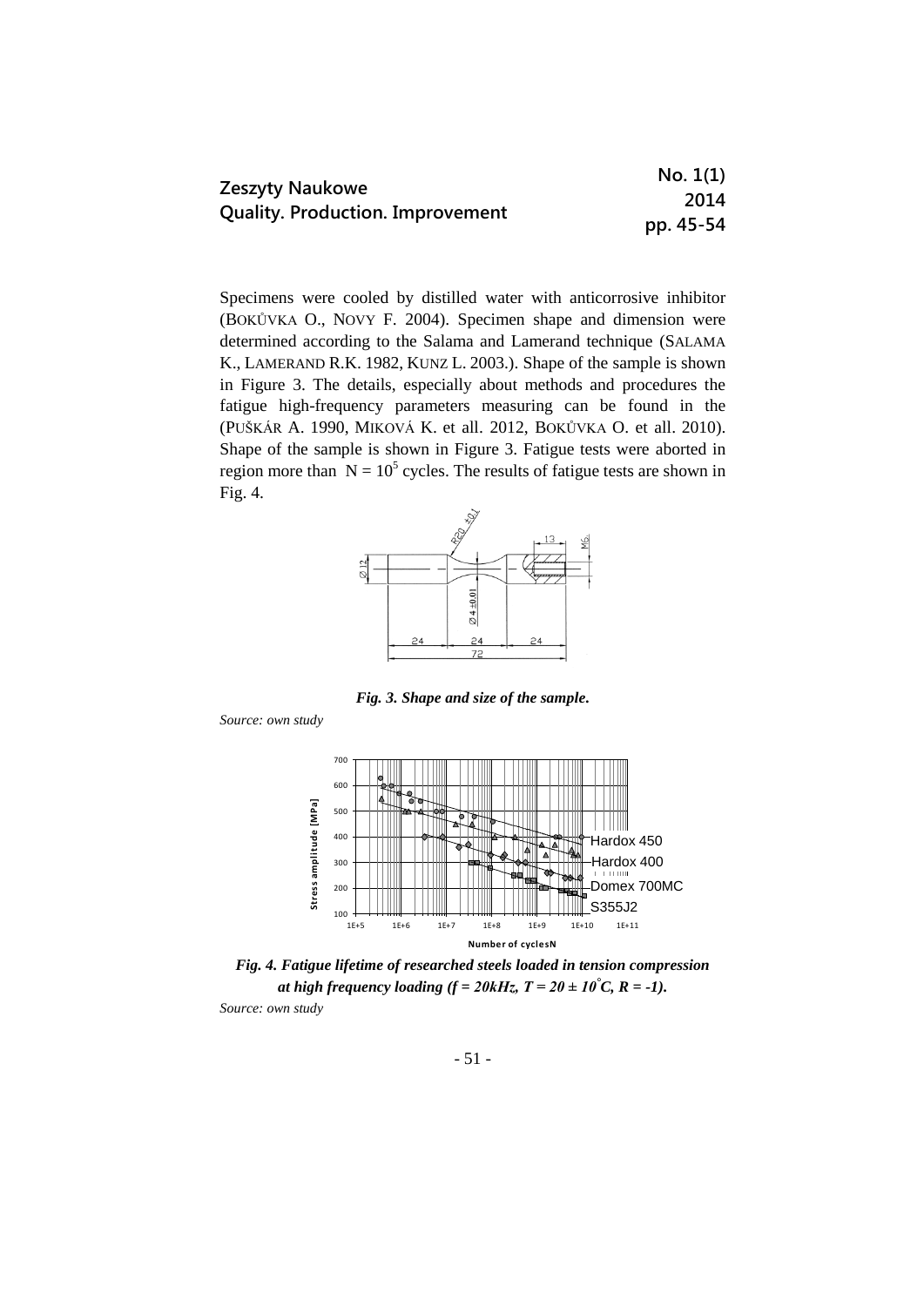Specimens were cooled by distilled water with anticorrosive inhibitor (BOKŮVKA O., NOVY F. 2004). Specimen shape and dimension were determined according to the Salama and Lamerand technique (SALAMA K., LAMERAND R.K. 1982, KUNZ L. 2003.). Shape of the sample is shown in Figure 3. The details, especially about methods and procedures the fatigue high-frequency parameters measuring can be found in the (PUŠKÁR A. 1990, MIKOVÁ K. et all. 2012, BOKŮVKA O. et all. 2010). Shape of the sample is shown in Figure 3. Fatigue tests were aborted in region more than $N = 10^5$ cycles. The results of fatigue tests are shown in Fig. 4.

***Fig. 3. Shape and size of the sample.***

*Source: own study*

***Fig. 4. Fatigue lifetime of researched steels loaded in tension compression at high frequency loading (f = 20kHz, T = 20 ± 10°C, R = -1).***

*Source: own study*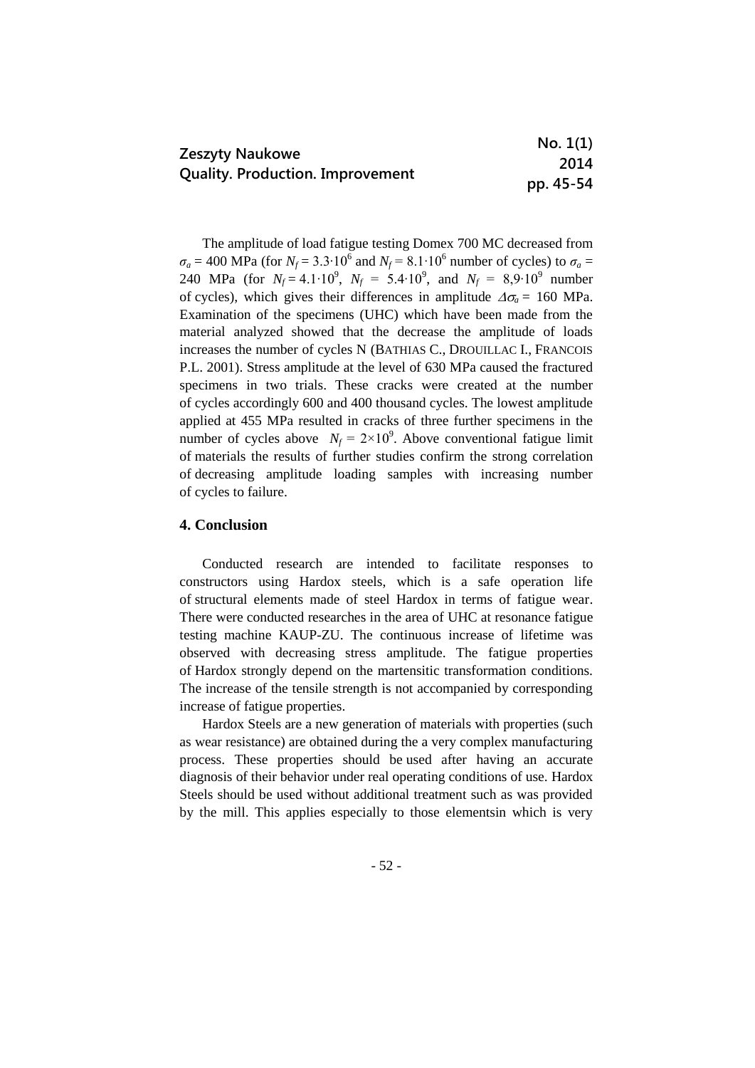The amplitude of load fatigue testing Domex 700 MC decreased from $\sigma_a$ = 400 MPa (for $N_f = 3.3 \cdot 10^6$ and $N_f = 8.1 \cdot 10^6$ number of cycles) to $\sigma_a$ = 240 MPa (for $N_f = 4.1 \cdot 10^9$, $N_f = 5.4 \cdot 10^9$, and $N_f = 8{,}9 \cdot 10^9$ number of cycles), which gives their differences in amplitude $\Delta\sigma_a$ = 160 MPa. Examination of the specimens (UHC) which have been made from the material analyzed showed that the decrease the amplitude of loads increases the number of cycles N (BATHIAS C., DROUILLAC I., FRANCOIS P.L. 2001). Stress amplitude at the level of 630 MPa caused the fractured specimens in two trials. These cracks were created at the number of cycles accordingly 600 and 400 thousand cycles. The lowest amplitude applied at 455 MPa resulted in cracks of three further specimens in the number of cycles above $N_f = 2 \times 10^9$. Above conventional fatigue limit of materials the results of further studies confirm the strong correlation of decreasing amplitude loading samples with increasing number of cycles to failure.

## 4. Conclusion

Conducted research are intended to facilitate responses to constructors using Hardox steels, which is a safe operation life of structural elements made of steel Hardox in terms of fatigue wear. There were conducted researches in the area of UHC at resonance fatigue testing machine KAUP-ZU. The continuous increase of lifetime was observed with decreasing stress amplitude. The fatigue properties of Hardox strongly depend on the martensitic transformation conditions. The increase of the tensile strength is not accompanied by corresponding increase of fatigue properties.

Hardox Steels are a new generation of materials with properties (such as wear resistance) are obtained during the a very complex manufacturing process. These properties should be used after having an accurate diagnosis of their behavior under real operating conditions of use. Hardox Steels should be used without additional treatment such as was provided by the mill. This applies especially to those elementsin which is very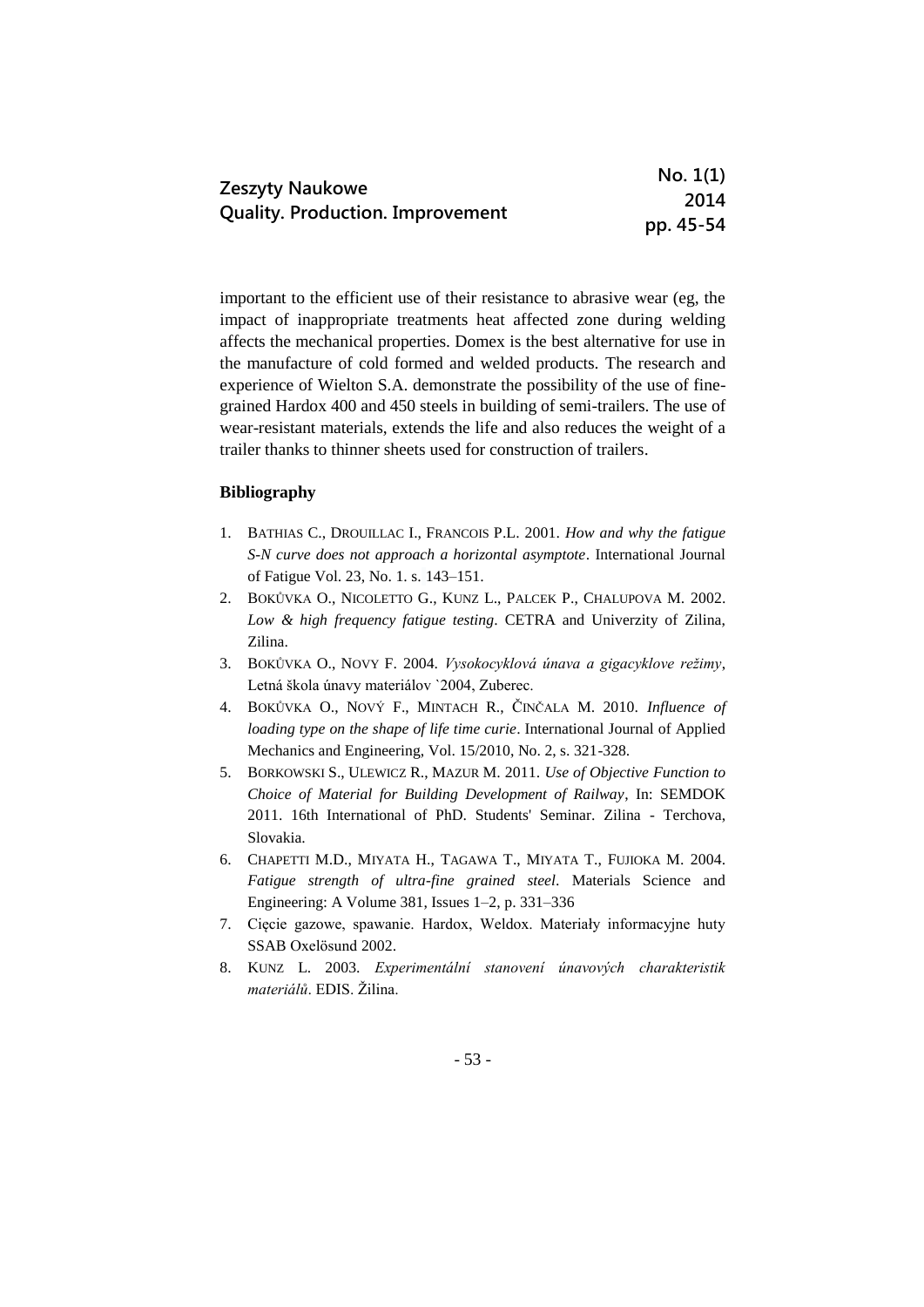important to the efficient use of their resistance to abrasive wear (eg, the impact of inappropriate treatments heat affected zone during welding affects the mechanical properties. Domex is the best alternative for use in the manufacture of cold formed and welded products. The research and experience of Wielton S.A. demonstrate the possibility of the use of fine-grained Hardox 400 and 450 steels in building of semi-trailers. The use of wear-resistant materials, extends the life and also reduces the weight of a trailer thanks to thinner sheets used for construction of trailers.

**Bibliography**

1. BATHIAS C., DROUILLAC I., FRANCOIS P.L. 2001. *How and why the fatigue S-N curve does not approach a horizontal asymptote*. International Journal of Fatigue Vol. 23, No. 1. s. 143–151.
2. BOKŮVKA O., NICOLETTO G., KUNZ L., PALCEK P., CHALUPOVA M. 2002. *Low & high frequency fatigue testing*. CETRA and Univerzity of Zilina, Zilina.
3. BOKŮVKA O., NOVY F. 2004. *Vysokocyklová únava a gigacyklove režimy*, Letná škola únavy materiálov `2004, Zuberec.
4. BOKŮVKA O., NOVÝ F., MINTACH R., ČINČALA M. 2010. *Influence of loading type on the shape of life time curie*. International Journal of Applied Mechanics and Engineering, Vol. 15/2010, No. 2, s. 321-328.
5. BORKOWSKI S., ULEWICZ R., MAZUR M. 2011. *Use of Objective Function to Choice of Material for Building Development of Railway*, In: SEMDOK 2011. 16th International of PhD. Students' Seminar. Zilina - Terchova, Slovakia.
6. CHAPETTI M.D., MIYATA H., TAGAWA T., MIYATA T., FUJIOKA M. 2004. *Fatigue strength of ultra-fine grained steel*. Materials Science and Engineering: A Volume 381, Issues 1–2, p. 331–336
7. Cięcie gazowe, spawanie. Hardox, Weldox. Materiały informacyjne huty SSAB Oxelösund 2002.
8. KUNZ L. 2003. *Experimentální stanovení únavových charakteristik materiálů*. EDIS. Žilina.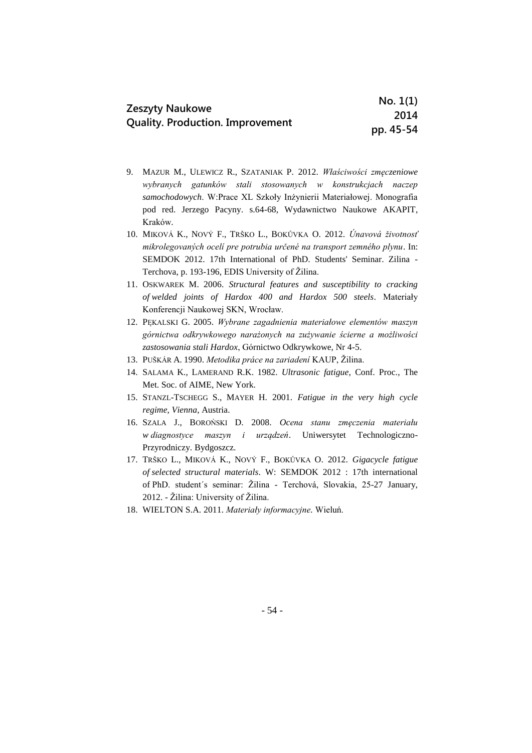9. MAZUR M., ULEWICZ R., SZATANIAK P. 2012. *Właściwości zmęczeniowe wybranych gatunków stali stosowanych w konstrukcjach naczep samochodowych*. W:Prace XL Szkoły Inżynierii Materiałowej. Monografia pod red. Jerzego Pacyny. s.64-68, Wydawnictwo Naukowe AKAPIT, Kraków.
10. MIKOVÁ K., NOVÝ F., TRŠKO L., BOKŮVKA O. 2012. *Únavová životnosť mikrolegovaných ocelí pre potrubia určené na transport zemného plynu*. In: SEMDOK 2012. 17th International of PhD. Students' Seminar. Zilina - Terchova, p. 193-196, EDIS University of Žilina.
11. OSKWAREK M. 2006. *Structural features and susceptibility to cracking of welded joints of Hardox 400 and Hardox 500 steels*. Materiały Konferencji Naukowej SKN, Wrocław.
12. PĘKALSKI G. 2005. *Wybrane zagadnienia materiałowe elementów maszyn górnictwa odkrywkowego narażonych na zużywanie ścierne a możliwości zastosowania stali Hardox*, Górnictwo Odkrywkowe, Nr 4-5.
13. PUŠKÁR A. 1990. *Metodika práce na zariadení* KAUP, Žilina.
14. SALAMA K., LAMERAND R.K. 1982. *Ultrasonic fatigue*, Conf. Proc., The Met. Soc. of AIME, New York.
15. STANZL-TSCHEGG S., MAYER H. 2001. *Fatigue in the very high cycle regime, Vienna*, Austria.
16. SZALA J., BOROŃSKI D. 2008. *Ocena stanu zmęczenia materiału w diagnostyce maszyn i urządzeń*. Uniwersytet Technologiczno-Przyrodniczy. Bydgoszcz.
17. TRŠKO L., MIKOVÁ K., NOVÝ F., BOKŮVKA O. 2012. *Gigacycle fatigue of selected structural materials*. W: SEMDOK 2012 : 17th international of PhD. student´s seminar: Žilina - Terchová, Slovakia, 25-27 January, 2012. - Žilina: University of Žilina.
18. WIELTON S.A. 2011. *Materiały informacyjne.* Wieluń.